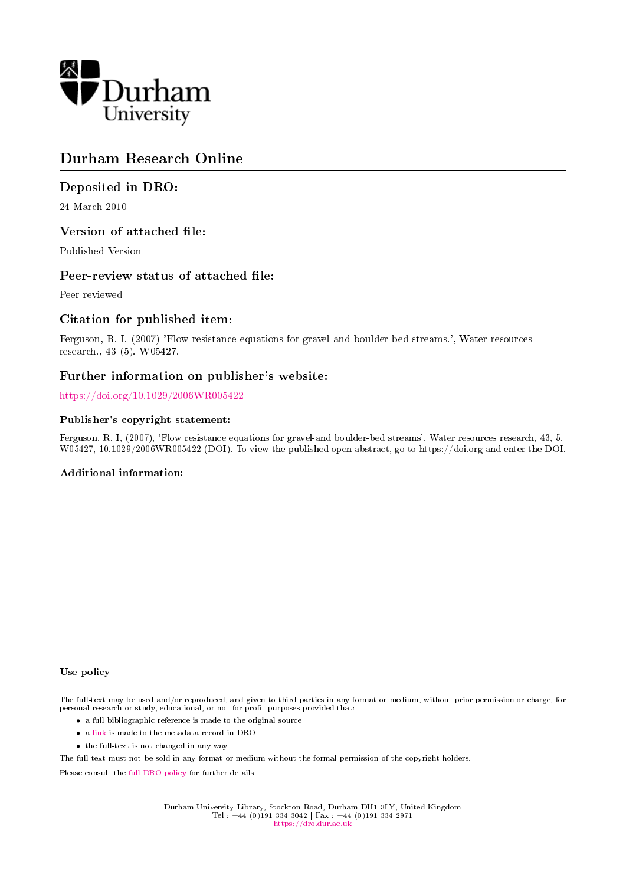Durham University

# Durham Research Online

## Deposited in DRO:

24 March 2010

## Version of attached file:

Published Version

## Peer-review status of attached file:

Peer-reviewed

## Citation for published item:

Ferguson, R. I. (2007) 'Flow resistance equations for gravel-and boulder-bed streams.', Water resources research., 43 (5). W05427.

## Further information on publisher's website:

https://doi.org/10.1029/2006WR005422

### Publisher's copyright statement:

Ferguson, R. I, (2007), 'Flow resistance equations for gravel-and boulder-bed streams', Water resources research, 43, 5, W05427, 10.1029/2006WR005422 (DOI). To view the published open abstract, go to https://doi.org and enter the DOI.

### Additional information:

### Use policy

The full-text may be used and/or reproduced, and given to third parties in any format or medium, without prior permission or charge, for personal research or study, educational, or not-for-profit purposes provided that:

- a full bibliographic reference is made to the original source
- a link is made to the metadata record in DRO
- the full-text is not changed in any way

The full-text must not be sold in any format or medium without the formal permission of the copyright holders.

Please consult the full DRO policy for further details.

Durham University Library, Stockton Road, Durham DH1 3LY, United Kingdom
Tel : +44 (0)191 334 3042 | Fax : +44 (0)191 334 2971
https://dro.dur.ac.uk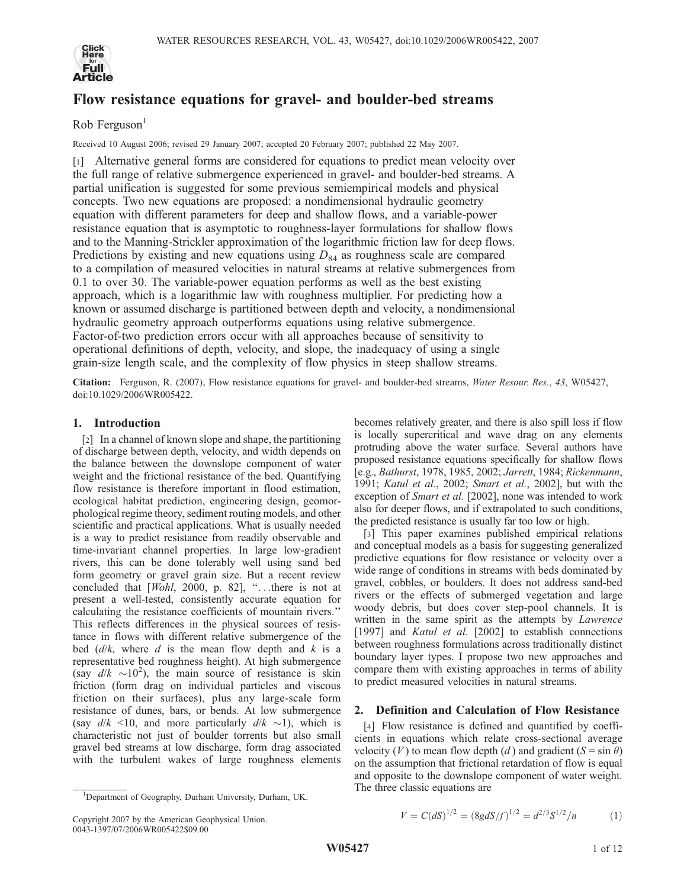# Flow resistance equations for gravel- and boulder-bed streams

Rob Ferguson[1]

Received 10 August 2006; revised 29 January 2007; accepted 20 February 2007; published 22 May 2007.

[1] Alternative general forms are considered for equations to predict mean velocity over the full range of relative submergence experienced in gravel- and boulder-bed streams. A partial unification is suggested for some previous semiempirical models and physical concepts. Two new equations are proposed: a nondimensional hydraulic geometry equation with different parameters for deep and shallow flows, and a variable-power resistance equation that is asymptotic to roughness-layer formulations for shallow flows and to the Manning-Strickler approximation of the logarithmic friction law for deep flows. Predictions by existing and new equations using $D_{84}$ as roughness scale are compared to a compilation of measured velocities in natural streams at relative submergences from 0.1 to over 30. The variable-power equation performs as well as the best existing approach, which is a logarithmic law with roughness multiplier. For predicting how a known or assumed discharge is partitioned between depth and velocity, a nondimensional hydraulic geometry approach outperforms equations using relative submergence. Factor-of-two prediction errors occur with all approaches because of sensitivity to operational definitions of depth, velocity, and slope, the inadequacy of using a single grain-size length scale, and the complexity of flow physics in steep shallow streams.

**Citation:** Ferguson, R. (2007), Flow resistance equations for gravel- and boulder-bed streams, *Water Resour. Res.*, *43*, W05427, doi:10.1029/2006WR005422.

## 1. Introduction

[2] In a channel of known slope and shape, the partitioning of discharge between depth, velocity, and width depends on the balance between the downslope component of water weight and the frictional resistance of the bed. Quantifying flow resistance is therefore important in flood estimation, ecological habitat prediction, engineering design, geomorphological regime theory, sediment routing models, and other scientific and practical applications. What is usually needed is a way to predict resistance from readily observable and time-invariant channel properties. In large low-gradient rivers, this can be done tolerably well using sand bed form geometry or gravel grain size. But a recent review concluded that [*Wohl*, 2000, p. 82], "...there is not at present a well-tested, consistently accurate equation for calculating the resistance coefficients of mountain rivers." This reflects differences in the physical sources of resistance in flows with different relative submergence of the bed ($d/k$, where $d$ is the mean flow depth and $k$ is a representative bed roughness height). At high submergence (say $d/k \sim 10^2$), the main source of resistance is skin friction (form drag on individual particles and viscous friction on their surfaces), plus any large-scale form resistance of dunes, bars, or bends. At low submergence (say $d/k < 10$, and more particularly $d/k \sim 1$), which is characteristic not just of boulder torrents but also small gravel bed streams at low discharge, form drag associated with the turbulent wakes of large roughness elements becomes relatively greater, and there is also spill loss if flow is locally supercritical and wave drag on any elements protruding above the water surface. Several authors have proposed resistance equations specifically for shallow flows [e.g., *Bathurst*, 1978, 1985, 2002; *Jarrett*, 1984; *Rickenmann*, 1991; *Katul et al.*, 2002; *Smart et al.*, 2002], but with the exception of *Smart et al.* [2002], none was intended to work also for deeper flows, and if extrapolated to such conditions, the predicted resistance is usually far too low or high.

[3] This paper examines published empirical relations and conceptual models as a basis for suggesting generalized predictive equations for flow resistance or velocity over a wide range of conditions in streams with beds dominated by gravel, cobbles, or boulders. It does not address sand-bed rivers or the effects of submerged vegetation and large woody debris, but does cover step-pool channels. It is written in the same spirit as the attempts by *Lawrence* [1997] and *Katul et al.* [2002] to establish connections between roughness formulations across traditionally distinct boundary layer types. I propose two new approaches and compare them with existing approaches in terms of ability to predict measured velocities in natural streams.

## 2. Definition and Calculation of Flow Resistance

[4] Flow resistance is defined and quantified by coefficients in equations which relate cross-sectional average velocity ($V$) to mean flow depth ($d$) and gradient ($S = \sin\theta$) on the assumption that frictional retardation of flow is equal and opposite to the downslope component of water weight. The three classic equations are

$$V = C(dS)^{1/2} = (8gdS/f)^{1/2} = d^{2/3}S^{1/2}/n \qquad (1)$$

[1] Department of Geography, Durham University, Durham, UK.

Copyright 2007 by the American Geophysical Union.
0043-1397/07/2006WR005422$09.00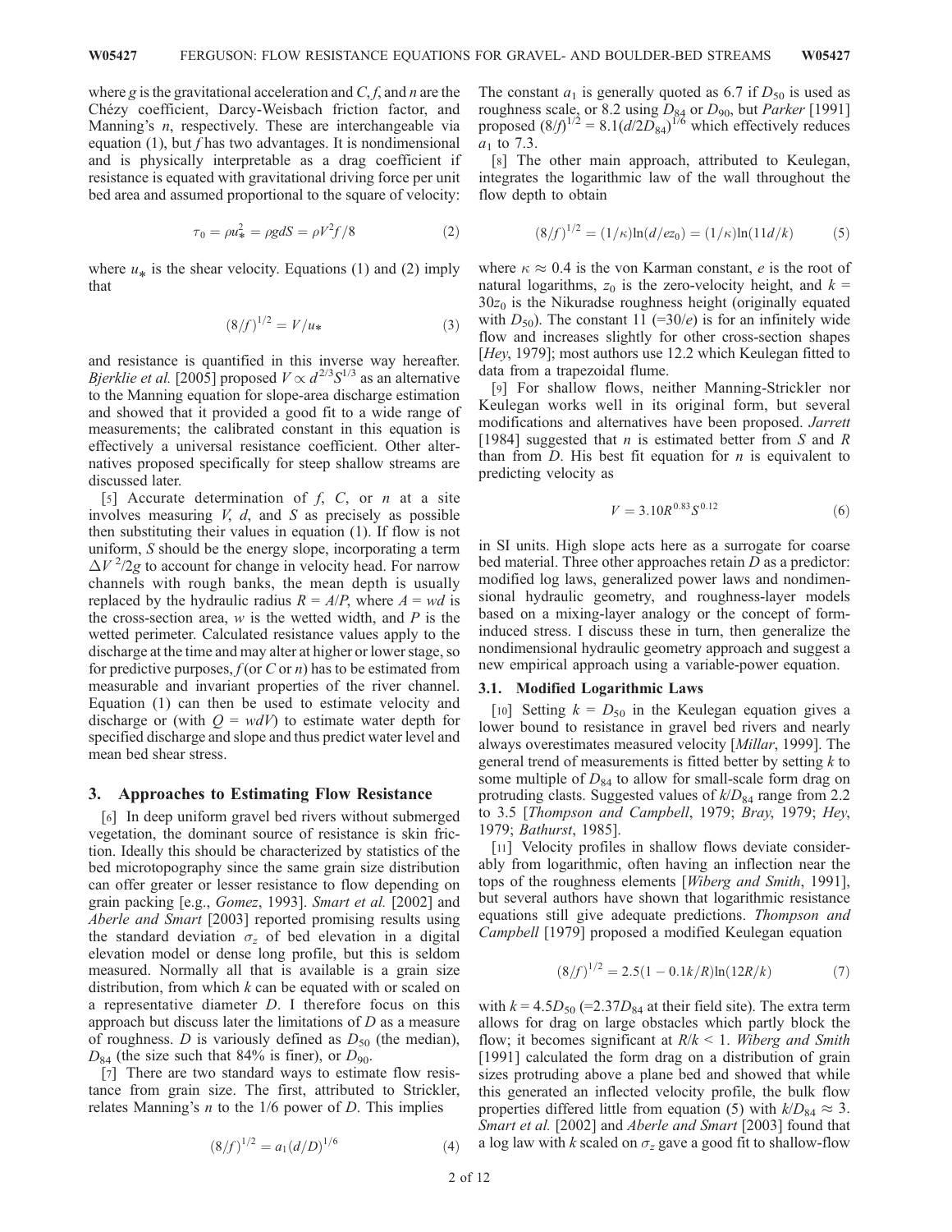where $g$ is the gravitational acceleration and $C$, $f$, and $n$ are the Chézy coefficient, Darcy-Weisbach friction factor, and Manning's $n$, respectively. These are interchangeable via equation (1), but $f$ has two advantages. It is nondimensional and is physically interpretable as a drag coefficient if resistance is equated with gravitational driving force per unit bed area and assumed proportional to the square of velocity:

$$\tau_0 = \rho u_*^2 = \rho g d S = \rho V^2 f/8 \tag{2}$$

where $u_*$ is the shear velocity. Equations (1) and (2) imply that

$$(8/f)^{1/2} = V/u_* \tag{3}$$

and resistance is quantified in this inverse way hereafter. *Bjerklie et al.* [2005] proposed $V \propto d^{2/3} S^{1/3}$ as an alternative to the Manning equation for slope-area discharge estimation and showed that it provided a good fit to a wide range of measurements; the calibrated constant in this equation is effectively a universal resistance coefficient. Other alternatives proposed specifically for steep shallow streams are discussed later.

[5] Accurate determination of $f$, $C$, or $n$ at a site involves measuring $V$, $d$, and $S$ as precisely as possible then substituting their values in equation (1). If flow is not uniform, $S$ should be the energy slope, incorporating a term $\Delta V^2/2g$ to account for change in velocity head. For narrow channels with rough banks, the mean depth is usually replaced by the hydraulic radius $R = A/P$, where $A = wd$ is the cross-section area, $w$ is the wetted width, and $P$ is the wetted perimeter. Calculated resistance values apply to the discharge at the time and may alter at higher or lower stage, so for predictive purposes, $f$ (or $C$ or $n$) has to be estimated from measurable and invariant properties of the river channel. Equation (1) can then be used to estimate velocity and discharge or (with $Q = wdV$) to estimate water depth for specified discharge and slope and thus predict water level and mean bed shear stress.

## 3. Approaches to Estimating Flow Resistance

[6] In deep uniform gravel bed rivers without submerged vegetation, the dominant source of resistance is skin friction. Ideally this should be characterized by statistics of the bed microtopography since the same grain size distribution can offer greater or lesser resistance to flow depending on grain packing [e.g., *Gomez*, 1993]. *Smart et al.* [2002] and *Aberle and Smart* [2003] reported promising results using the standard deviation $\sigma_z$ of bed elevation in a digital elevation model or dense long profile, but this is seldom measured. Normally all that is available is a grain size distribution, from which $k$ can be equated with or scaled on a representative diameter $D$. I therefore focus on this approach but discuss later the limitations of $D$ as a measure of roughness. $D$ is variously defined as $D_{50}$ (the median), $D_{84}$ (the size such that 84% is finer), or $D_{90}$.

[7] There are two standard ways to estimate flow resistance from grain size. The first, attributed to Strickler, relates Manning's $n$ to the 1/6 power of $D$. This implies

$$(8/f)^{1/2} = a_1 (d/D)^{1/6} \tag{4}$$

The constant $a_1$ is generally quoted as 6.7 if $D_{50}$ is used as roughness scale, or 8.2 using $D_{84}$ or $D_{90}$, but *Parker* [1991] proposed $(8/f)^{1/2} = 8.1(d/2D_{84})^{1/6}$ which effectively reduces $a_1$ to 7.3.

[8] The other main approach, attributed to Keulegan, integrates the logarithmic law of the wall throughout the flow depth to obtain

$$(8/f)^{1/2} = (1/\kappa)\ln(d/ez_0) = (1/\kappa)\ln(11d/k) \tag{5}$$

where $\kappa \approx 0.4$ is the von Karman constant, $e$ is the root of natural logarithms, $z_0$ is the zero-velocity height, and $k = 30z_0$ is the Nikuradse roughness height (originally equated with $D_{50}$). The constant 11 ($=30/e$) is for an infinitely wide flow and increases slightly for other cross-section shapes [*Hey*, 1979]; most authors use 12.2 which Keulegan fitted to data from a trapezoidal flume.

[9] For shallow flows, neither Manning-Strickler nor Keulegan works well in its original form, but several modifications and alternatives have been proposed. *Jarrett* [1984] suggested that $n$ is estimated better from $S$ and $R$ than from $D$. His best fit equation for $n$ is equivalent to predicting velocity as

$$V = 3.10 R^{0.83} S^{0.12} \tag{6}$$

in SI units. High slope acts here as a surrogate for coarse bed material. Three other approaches retain $D$ as a predictor: modified log laws, generalized power laws and nondimensional hydraulic geometry, and roughness-layer models based on a mixing-layer analogy or the concept of form-induced stress. I discuss these in turn, then generalize the nondimensional hydraulic geometry approach and suggest a new empirical approach using a variable-power equation.

### 3.1. Modified Logarithmic Laws

[10] Setting $k = D_{50}$ in the Keulegan equation gives a lower bound to resistance in gravel bed rivers and nearly always overestimates measured velocity [*Millar*, 1999]. The general trend of measurements is fitted better by setting $k$ to some multiple of $D_{84}$ to allow for small-scale form drag on protruding clasts. Suggested values of $k/D_{84}$ range from 2.2 to 3.5 [*Thompson and Campbell*, 1979; *Bray*, 1979; *Hey*, 1979; *Bathurst*, 1985].

[11] Velocity profiles in shallow flows deviate considerably from logarithmic, often having an inflection near the tops of the roughness elements [*Wiberg and Smith*, 1991], but several authors have shown that logarithmic resistance equations still give adequate predictions. *Thompson and Campbell* [1979] proposed a modified Keulegan equation

$$(8/f)^{1/2} = 2.5(1 - 0.1k/R)\ln(12R/k) \tag{7}$$

with $k = 4.5D_{50}$ ($=2.37D_{84}$ at their field site). The extra term allows for drag on large obstacles which partly block the flow; it becomes significant at $R/k < 1$. *Wiberg and Smith* [1991] calculated the form drag on a distribution of grain sizes protruding above a plane bed and showed that while this generated an inflected velocity profile, the bulk flow properties differed little from equation (5) with $k/D_{84} \approx 3$. *Smart et al.* [2002] and *Aberle and Smart* [2003] found that a log law with $k$ scaled on $\sigma_z$ gave a good fit to shallow-flow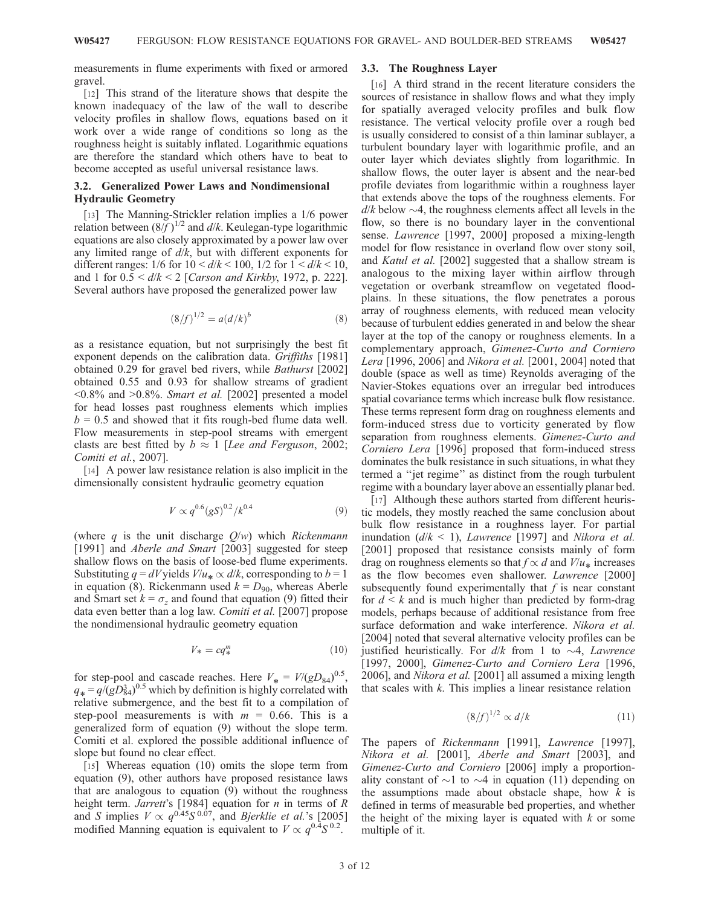measurements in flume experiments with fixed or armored gravel.

[12] This strand of the literature shows that despite the known inadequacy of the law of the wall to describe velocity profiles in shallow flows, equations based on it work over a wide range of conditions so long as the roughness height is suitably inflated. Logarithmic equations are therefore the standard which others have to beat to become accepted as useful universal resistance laws.

### 3.2. Generalized Power Laws and Nondimensional Hydraulic Geometry

[13] The Manning-Strickler relation implies a 1/6 power relation between $(8/f)^{1/2}$ and $d/k$. Keulegan-type logarithmic equations are also closely approximated by a power law over any limited range of $d/k$, but with different exponents for different ranges: 1/6 for $10 < d/k < 100$, 1/2 for $1 < d/k < 10$, and 1 for $0.5 < d/k < 2$ [*Carson and Kirkby*, 1972, p. 222]. Several authors have proposed the generalized power law

$$(8/f)^{1/2} = a(d/k)^b \tag{8}$$

as a resistance equation, but not surprisingly the best fit exponent depends on the calibration data. *Griffiths* [1981] obtained 0.29 for gravel bed rivers, while *Bathurst* [2002] obtained 0.55 and 0.93 for shallow streams of gradient <0.8% and >0.8%. *Smart et al.* [2002] presented a model for head losses past roughness elements which implies $b = 0.5$ and showed that it fits rough-bed flume data well. Flow measurements in step-pool streams with emergent clasts are best fitted by $b \approx 1$ [*Lee and Ferguson*, 2002; *Comiti et al.*, 2007].

[14] A power law resistance relation is also implicit in the dimensionally consistent hydraulic geometry equation

$$V \propto q^{0.6}(gS)^{0.2}/k^{0.4} \tag{9}$$

(where $q$ is the unit discharge $Q/w$) which *Rickenmann* [1991] and *Aberle and Smart* [2003] suggested for steep shallow flows on the basis of loose-bed flume experiments. Substituting $q = dV$ yields $V/u_* \propto d/k$, corresponding to $b = 1$ in equation (8). Rickenmann used $k = D_{90}$, whereas Aberle and Smart set $k = \sigma_z$ and found that equation (9) fitted their data even better than a log law. *Comiti et al.* [2007] propose the nondimensional hydraulic geometry equation

$$V_* = cq_*^m \tag{10}$$

for step-pool and cascade reaches. Here $V_* = V/(gD_{84})^{0.5}$, $q_* = q/(gD_{84}^3)^{0.5}$ which by definition is highly correlated with relative submergence, and the best fit to a compilation of step-pool measurements is with $m = 0.66$. This is a generalized form of equation (9) without the slope term. Comiti et al. explored the possible additional influence of slope but found no clear effect.

[15] Whereas equation (10) omits the slope term from equation (9), other authors have proposed resistance laws that are analogous to equation (9) without the roughness height term. *Jarrett*'s [1984] equation for $n$ in terms of $R$ and $S$ implies $V \propto q^{0.45}S^{0.07}$, and *Bjerklie et al.*'s [2005] modified Manning equation is equivalent to $V \propto q^{0.4}S^{0.2}$.

### 3.3. The Roughness Layer

[16] A third strand in the recent literature considers the sources of resistance in shallow flows and what they imply for spatially averaged velocity profiles and bulk flow resistance. The vertical velocity profile over a rough bed is usually considered to consist of a thin laminar sublayer, a turbulent boundary layer with logarithmic profile, and an outer layer which deviates slightly from logarithmic. In shallow flows, the outer layer is absent and the near-bed profile deviates from logarithmic within a roughness layer that extends above the tops of the roughness elements. For $d/k$ below ~4, the roughness elements affect all levels in the flow, so there is no boundary layer in the conventional sense. *Lawrence* [1997, 2000] proposed a mixing-length model for flow resistance in overland flow over stony soil, and *Katul et al.* [2002] suggested that a shallow stream is analogous to the mixing layer within airflow through vegetation or overbank streamflow on vegetated floodplains. In these situations, the flow penetrates a porous array of roughness elements, with reduced mean velocity because of turbulent eddies generated in and below the shear layer at the top of the canopy or roughness elements. In a complementary approach, *Gimenez-Curto and Corniero Lera* [1996, 2006] and *Nikora et al.* [2001, 2004] noted that double (space as well as time) Reynolds averaging of the Navier-Stokes equations over an irregular bed introduces spatial covariance terms which increase bulk flow resistance. These terms represent form drag on roughness elements and form-induced stress due to vorticity generated by flow separation from roughness elements. *Gimenez-Curto and Corniero Lera* [1996] proposed that form-induced stress dominates the bulk resistance in such situations, in what they termed a "jet regime" as distinct from the rough turbulent regime with a boundary layer above an essentially planar bed.

[17] Although these authors started from different heuristic models, they mostly reached the same conclusion about bulk flow resistance in a roughness layer. For partial inundation ($d/k < 1$), *Lawrence* [1997] and *Nikora et al.* [2001] proposed that resistance consists mainly of form drag on roughness elements so that $f \propto d$ and $V/u_*$ increases as the flow becomes even shallower. *Lawrence* [2000] subsequently found experimentally that $f$ is near constant for $d < k$ and is much higher than predicted by form-drag models, perhaps because of additional resistance from free surface deformation and wake interference. *Nikora et al.* [2004] noted that several alternative velocity profiles can be justified heuristically. For $d/k$ from 1 to ~4, *Lawrence* [1997, 2000], *Gimenez-Curto and Corniero Lera* [1996, 2006], and *Nikora et al.* [2001] all assumed a mixing length that scales with $k$. This implies a linear resistance relation

$$(8/f)^{1/2} \propto d/k \tag{11}$$

The papers of *Rickenmann* [1991], *Lawrence* [1997], *Nikora et al.* [2001], *Aberle and Smart* [2003], and *Gimenez-Curto and Corniero* [2006] imply a proportionality constant of ~1 to ~4 in equation (11) depending on the assumptions made about obstacle shape, how $k$ is defined in terms of measurable bed properties, and whether the height of the mixing layer is equated with $k$ or some multiple of it.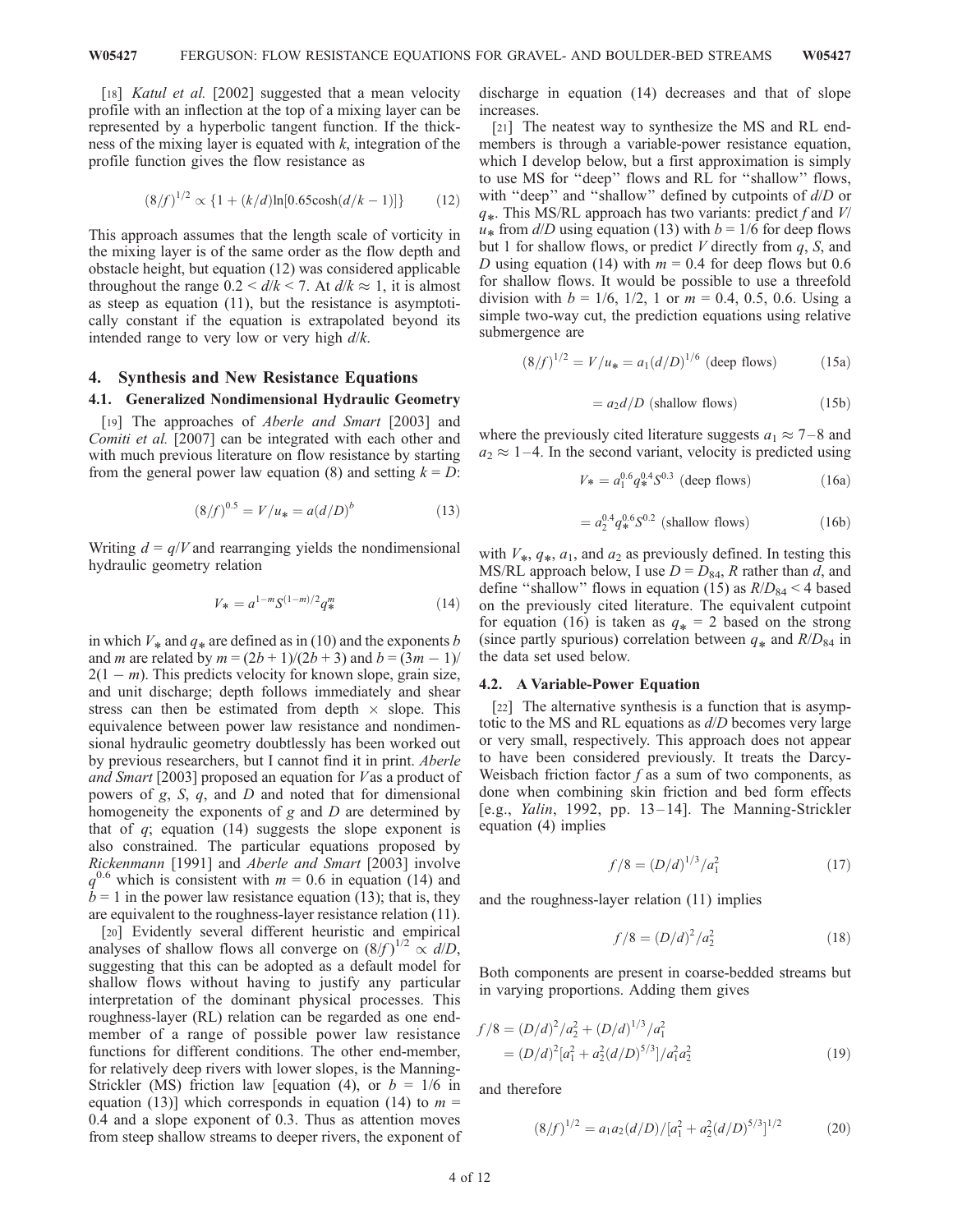[18] *Katul et al.* [2002] suggested that a mean velocity profile with an inflection at the top of a mixing layer can be represented by a hyperbolic tangent function. If the thickness of the mixing layer is equated with $k$, integration of the profile function gives the flow resistance as

$$(8/f)^{1/2} \propto \{1 + (k/d)\ln[0.65\cosh(d/k - 1)]\} \tag{12}$$

This approach assumes that the length scale of vorticity in the mixing layer is of the same order as the flow depth and obstacle height, but equation (12) was considered applicable throughout the range $0.2 < d/k < 7$. At $d/k \approx 1$, it is almost as steep as equation (11), but the resistance is asymptotically constant if the equation is extrapolated beyond its intended range to very low or very high $d/k$.

## 4. Synthesis and New Resistance Equations

### 4.1. Generalized Nondimensional Hydraulic Geometry

[19] The approaches of *Aberle and Smart* [2003] and *Comiti et al.* [2007] can be integrated with each other and with much previous literature on flow resistance by starting from the general power law equation (8) and setting $k = D$:

$$(8/f)^{0.5} = V/u_* = a(d/D)^b \tag{13}$$

Writing $d = q/V$ and rearranging yields the nondimensional hydraulic geometry relation

$$V_* = a^{1-m}S^{(1-m)/2}q_*^m \tag{14}$$

in which $V_*$ and $q_*$ are defined as in (10) and the exponents $b$ and $m$ are related by $m = (2b + 1)/(2b + 3)$ and $b = (3m - 1)/2(1 - m)$. This predicts velocity for known slope, grain size, and unit discharge; depth follows immediately and shear stress can then be estimated from depth × slope. This equivalence between power law resistance and nondimensional hydraulic geometry doubtlessly has been worked out by previous researchers, but I cannot find it in print. *Aberle and Smart* [2003] proposed an equation for $V$ as a product of powers of $g$, $S$, $q$, and $D$ and noted that for dimensional homogeneity the exponents of $g$ and $D$ are determined by that of $q$; equation (14) suggests the slope exponent is also constrained. The particular equations proposed by *Rickenmann* [1991] and *Aberle and Smart* [2003] involve $q^{0.6}$ which is consistent with $m = 0.6$ in equation (14) and $b = 1$ in the power law resistance equation (13); that is, they are equivalent to the roughness-layer resistance relation (11).

[20] Evidently several different heuristic and empirical analyses of shallow flows all converge on $(8/f)^{1/2} \propto d/D$, suggesting that this can be adopted as a default model for shallow flows without having to justify any particular interpretation of the dominant physical processes. This roughness-layer (RL) relation can be regarded as one end-member of a range of possible power law resistance functions for different conditions. The other end-member, for relatively deep rivers with lower slopes, is the Manning-Strickler (MS) friction law [equation (4), or $b = 1/6$ in equation (13)] which corresponds in equation (14) to $m = 0.4$ and a slope exponent of 0.3. Thus as attention moves from steep shallow streams to deeper rivers, the exponent of discharge in equation (14) decreases and that of slope increases.

[21] The neatest way to synthesize the MS and RL end-members is through a variable-power resistance equation, which I develop below, but a first approximation is simply to use MS for "deep" flows and RL for "shallow" flows, with "deep" and "shallow" defined by cutpoints of $d/D$ or $q_*$. This MS/RL approach has two variants: predict $f$ and $V/u_*$ from $d/D$ using equation (13) with $b = 1/6$ for deep flows but 1 for shallow flows, or predict $V$ directly from $q$, $S$, and $D$ using equation (14) with $m = 0.4$ for deep flows but 0.6 for shallow flows. It would be possible to use a threefold division with $b = 1/6$, 1/2, 1 or $m = 0.4$, 0.5, 0.6. Using a simple two-way cut, the prediction equations using relative submergence are

$$(8/f)^{1/2} = V/u_* = a_1(d/D)^{1/6} \text{ (deep flows)} \tag{15a}$$

$$= a_2 d/D \text{ (shallow flows)} \tag{15b}$$

where the previously cited literature suggests $a_1 \approx 7–8$ and $a_2 \approx 1–4$. In the second variant, velocity is predicted using

$$V_* = a_1^{0.6}q_*^{0.4}S^{0.3} \text{ (deep flows)} \tag{16a}$$

$$= a_2^{0.4}q_*^{0.6}S^{0.2} \text{ (shallow flows)} \tag{16b}$$

with $V_*$, $q_*$, $a_1$, and $a_2$ as previously defined. In testing this MS/RL approach below, I use $D = D_{84}$, $R$ rather than $d$, and define "shallow" flows in equation (15) as $R/D_{84} < 4$ based on the previously cited literature. The equivalent cutpoint for equation (16) is taken as $q_* = 2$ based on the strong (since partly spurious) correlation between $q_*$ and $R/D_{84}$ in the data set used below.

### 4.2. A Variable-Power Equation

[22] The alternative synthesis is a function that is asymptotic to the MS and RL equations as $d/D$ becomes very large or very small, respectively. This approach does not appear to have been considered previously. It treats the Darcy-Weisbach friction factor $f$ as a sum of two components, as done when combining skin friction and bed form effects [e.g., *Yalin*, 1992, pp. 13–14]. The Manning-Strickler equation (4) implies

$$f/8 = (D/d)^{1/3}/a_1^2 \tag{17}$$

and the roughness-layer relation (11) implies

$$f/8 = (D/d)^2/a_2^2 \tag{18}$$

Both components are present in coarse-bedded streams but in varying proportions. Adding them gives

$$\begin{aligned} f/8 &= (D/d)^2/a_2^2 + (D/d)^{1/3}/a_1^2 \\ &= (D/d)^2[a_1^2 + a_2^2(d/D)^{5/3}]/a_1^2a_2^2 \end{aligned} \tag{19}$$

and therefore

$$(8/f)^{1/2} = a_1a_2(d/D)/[a_1^2 + a_2^2(d/D)^{5/3}]^{1/2} \tag{20}$$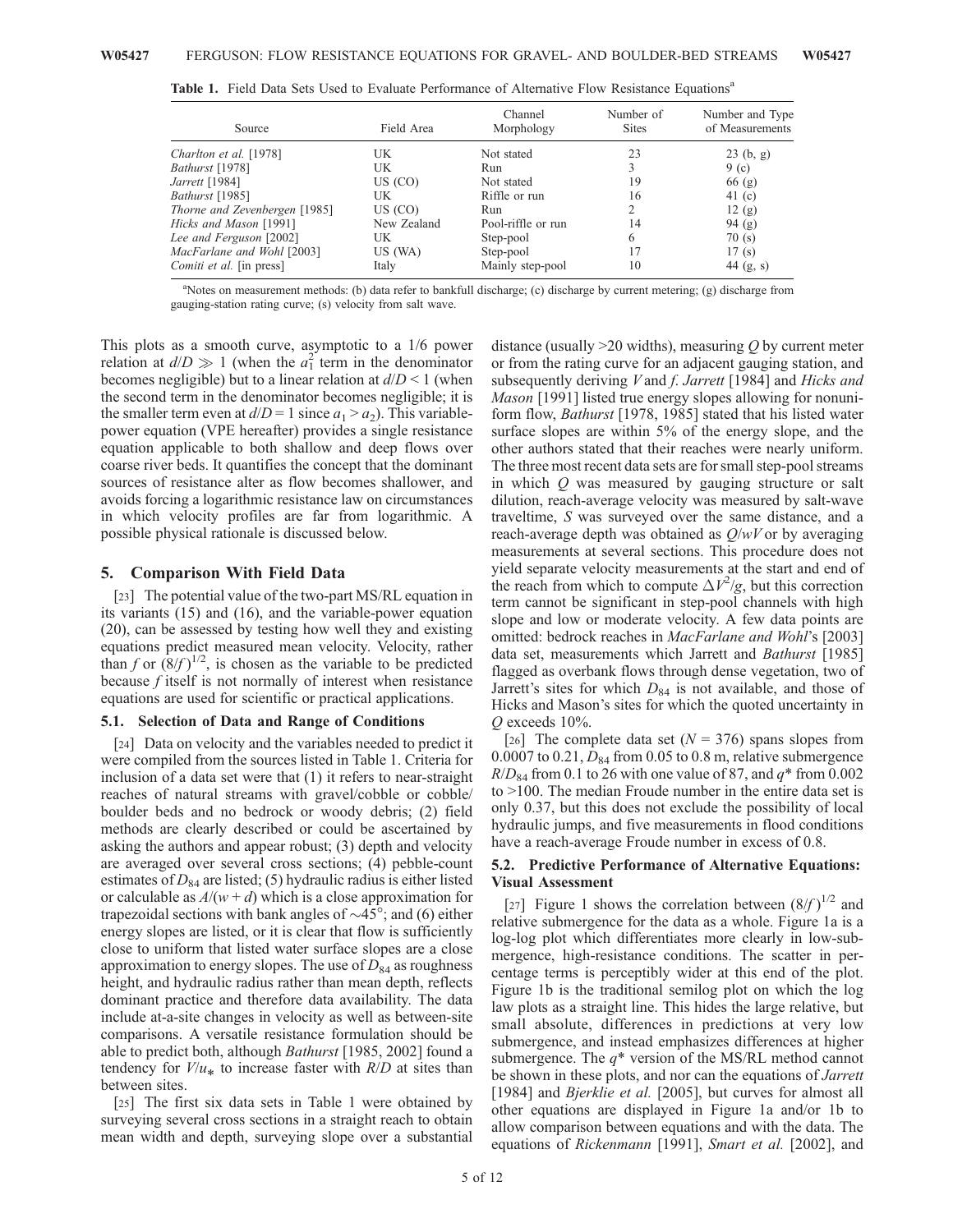**Table 1.** Field Data Sets Used to Evaluate Performance of Alternative Flow Resistance Equations[a]

| Source | Field Area | Channel Morphology | Number of Sites | Number and Type of Measurements |
|---|---|---|---|---|
| *Charlton et al.* [1978] | UK | Not stated | 23 | 23 (b, g) |
| *Bathurst* [1978] | UK | Run | 3 | 9 (c) |
| *Jarrett* [1984] | US (CO) | Not stated | 19 | 66 (g) |
| *Bathurst* [1985] | UK | Riffle or run | 16 | 41 (c) |
| *Thorne and Zevenbergen* [1985] | US (CO) | Run | 2 | 12 (g) |
| *Hicks and Mason* [1991] | New Zealand | Pool-riffle or run | 14 | 94 (g) |
| *Lee and Ferguson* [2002] | UK | Step-pool | 6 | 70 (s) |
| *MacFarlane and Wohl* [2003] | US (WA) | Step-pool | 17 | 17 (s) |
| *Comiti et al.* [in press] | Italy | Mainly step-pool | 10 | 44 (g, s) |

[a]Notes on measurement methods: (b) data refer to bankfull discharge; (c) discharge by current metering; (g) discharge from gauging-station rating curve; (s) velocity from salt wave.

This plots as a smooth curve, asymptotic to a 1/6 power relation at $d/D \gg 1$ (when the $a_1^2$ term in the denominator becomes negligible) but to a linear relation at $d/D < 1$ (when the second term in the denominator becomes negligible); it is the smaller term even at $d/D = 1$ since $a_1 > a_2$). This variable-power equation (VPE hereafter) provides a single resistance equation applicable to both shallow and deep flows over coarse river beds. It quantifies the concept that the dominant sources of resistance alter as flow becomes shallower, and avoids forcing a logarithmic resistance law on circumstances in which velocity profiles are far from logarithmic. A possible physical rationale is discussed below.

## 5. Comparison With Field Data

[23] The potential value of the two-part MS/RL equation in its variants (15) and (16), and the variable-power equation (20), can be assessed by testing how well they and existing equations predict measured mean velocity. Velocity, rather than $f$ or $(8/f)^{1/2}$, is chosen as the variable to be predicted because $f$ itself is not normally of interest when resistance equations are used for scientific or practical applications.

### 5.1. Selection of Data and Range of Conditions

[24] Data on velocity and the variables needed to predict it were compiled from the sources listed in Table 1. Criteria for inclusion of a data set were that (1) it refers to near-straight reaches of natural streams with gravel/cobble or cobble/boulder beds and no bedrock or woody debris; (2) field methods are clearly described or could be ascertained by asking the authors and appear robust; (3) depth and velocity are averaged over several cross sections; (4) pebble-count estimates of $D_{84}$ are listed; (5) hydraulic radius is either listed or calculable as $A/(w + d)$ which is a close approximation for trapezoidal sections with bank angles of ~45°; and (6) either energy slopes are listed, or it is clear that flow is sufficiently close to uniform that listed water surface slopes are a close approximation to energy slopes. The use of $D_{84}$ as roughness height, and hydraulic radius rather than mean depth, reflects dominant practice and therefore data availability. The data include at-a-site changes in velocity as well as between-site comparisons. A versatile resistance formulation should be able to predict both, although *Bathurst* [1985, 2002] found a tendency for $V/u_*$ to increase faster with $R/D$ at sites than between sites.

[25] The first six data sets in Table 1 were obtained by surveying several cross sections in a straight reach to obtain mean width and depth, surveying slope over a substantial distance (usually >20 widths), measuring $Q$ by current meter or from the rating curve for an adjacent gauging station, and subsequently deriving $V$ and $f$. *Jarrett* [1984] and *Hicks and Mason* [1991] listed true energy slopes allowing for nonuniform flow, *Bathurst* [1978, 1985] stated that his listed water surface slopes are within 5% of the energy slope, and the other authors stated that their reaches were nearly uniform. The three most recent data sets are for small step-pool streams in which $Q$ was measured by gauging structure or salt dilution, reach-average velocity was measured by salt-wave traveltime, $S$ was surveyed over the same distance, and a reach-average depth was obtained as $Q/wV$ or by averaging measurements at several sections. This procedure does not yield separate velocity measurements at the start and end of the reach from which to compute $\Delta V^2/g$, but this correction term cannot be significant in step-pool channels with high slope and low or moderate velocity. A few data points are omitted: bedrock reaches in *MacFarlane and Wohl*'s [2003] data set, measurements which Jarrett and *Bathurst* [1985] flagged as overbank flows through dense vegetation, two of Jarrett's sites for which $D_{84}$ is not available, and those of Hicks and Mason's sites for which the quoted uncertainty in $Q$ exceeds 10%.

[26] The complete data set ($N = 376$) spans slopes from 0.0007 to 0.21, $D_{84}$ from 0.05 to 0.8 m, relative submergence $R/D_{84}$ from 0.1 to 26 with one value of 87, and $q^*$ from 0.002 to >100. The median Froude number in the entire data set is only 0.37, but this does not exclude the possibility of local hydraulic jumps, and five measurements in flood conditions have a reach-average Froude number in excess of 0.8.

### 5.2. Predictive Performance of Alternative Equations: Visual Assessment

[27] Figure 1 shows the correlation between $(8/f)^{1/2}$ and relative submergence for the data as a whole. Figure 1a is a log-log plot which differentiates more clearly in low-submergence, high-resistance conditions. The scatter in percentage terms is perceptibly wider at this end of the plot. Figure 1b is the traditional semilog plot on which the log law plots as a straight line. This hides the large relative, but small absolute, differences in predictions at very low submergence, and instead emphasizes differences at higher submergence. The $q^*$ version of the MS/RL method cannot be shown in these plots, and nor can the equations of *Jarrett* [1984] and *Bjerklie et al.* [2005], but curves for almost all other equations are displayed in Figure 1a and/or 1b to allow comparison between equations and with the data. The equations of *Rickenmann* [1991], *Smart et al.* [2002], and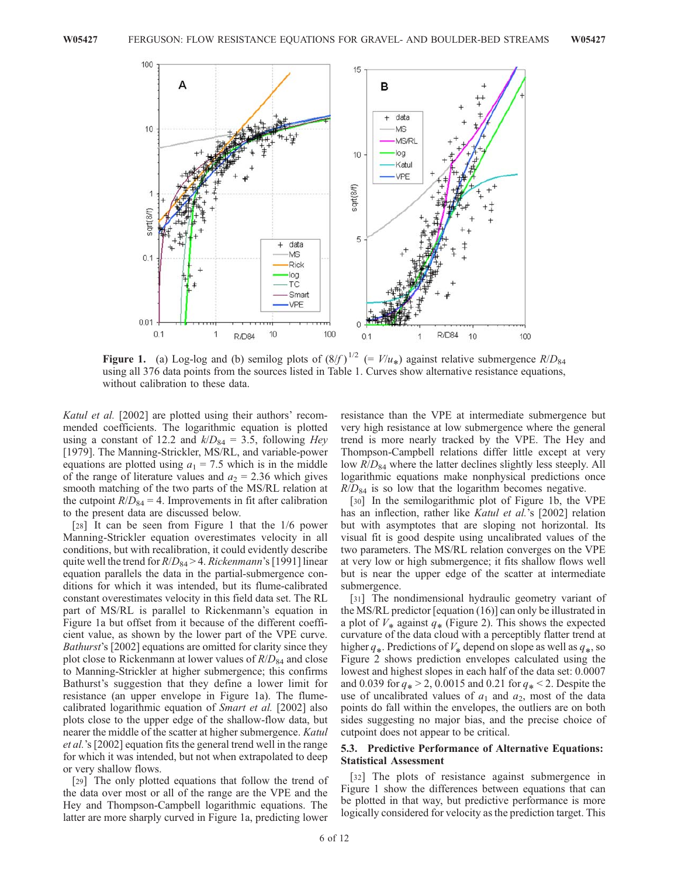**Figure 1.** (a) Log-log and (b) semilog plots of $(8/f)^{1/2}$ $(= V/u_*)$ against relative submergence $R/D_{84}$ using all 376 data points from the sources listed in Table 1. Curves show alternative resistance equations, without calibration to these data.

*Katul et al.* [2002] are plotted using their authors' recommended coefficients. The logarithmic equation is plotted using a constant of 12.2 and $k/D_{84}$ = 3.5, following *Hey* [1979]. The Manning-Strickler, MS/RL, and variable-power equations are plotted using $a_1$ = 7.5 which is in the middle of the range of literature values and $a_2$ = 2.36 which gives smooth matching of the two parts of the MS/RL relation at the cutpoint $R/D_{84}$ = 4. Improvements in fit after calibration to the present data are discussed below.

[28] It can be seen from Figure 1 that the 1/6 power Manning-Strickler equation overestimates velocity in all conditions, but with recalibration, it could evidently describe quite well the trend for $R/D_{84} > 4$. *Rickenmann*'s [1991] linear equation parallels the data in the partial-submergence conditions for which it was intended, but its flume-calibrated constant overestimates velocity in this field data set. The RL part of MS/RL is parallel to Rickenmann's equation in Figure 1a but offset from it because of the different coefficient value, as shown by the lower part of the VPE curve. *Bathurst*'s [2002] equations are omitted for clarity since they plot close to Rickenmann at lower values of $R/D_{84}$ and close to Manning-Strickler at higher submergence; this confirms Bathurst's suggestion that they define a lower limit for resistance (an upper envelope in Figure 1a). The flume-calibrated logarithmic equation of *Smart et al.* [2002] also plots close to the upper edge of the shallow-flow data, but nearer the middle of the scatter at higher submergence. *Katul et al.*'s [2002] equation fits the general trend well in the range for which it was intended, but not when extrapolated to deep or very shallow flows.

[29] The only plotted equations that follow the trend of the data over most or all of the range are the VPE and the Hey and Thompson-Campbell logarithmic equations. The latter are more sharply curved in Figure 1a, predicting lower resistance than the VPE at intermediate submergence but very high resistance at low submergence where the general trend is more nearly tracked by the VPE. The Hey and Thompson-Campbell relations differ little except at very low $R/D_{84}$ where the latter declines slightly less steeply. All logarithmic equations make nonphysical predictions once $R/D_{84}$ is so low that the logarithm becomes negative.

[30] In the semilogarithmic plot of Figure 1b, the VPE has an inflection, rather like *Katul et al.*'s [2002] relation but with asymptotes that are sloping not horizontal. Its visual fit is good despite using uncalibrated values of the two parameters. The MS/RL relation converges on the VPE at very low or high submergence; it fits shallow flows well but is near the upper edge of the scatter at intermediate submergence.

[31] The nondimensional hydraulic geometry variant of the MS/RL predictor [equation (16)] can only be illustrated in a plot of $V_*$ against $q_*$ (Figure 2). This shows the expected curvature of the data cloud with a perceptibly flatter trend at higher $q_*$. Predictions of $V_*$ depend on slope as well as $q_*$, so Figure 2 shows prediction envelopes calculated using the lowest and highest slopes in each half of the data set: 0.0007 and 0.039 for $q_* > 2$, 0.0015 and 0.21 for $q_* < 2$. Despite the use of uncalibrated values of $a_1$ and $a_2$, most of the data points do fall within the envelopes, the outliers are on both sides suggesting no major bias, and the precise choice of cutpoint does not appear to be critical.

### 5.3. Predictive Performance of Alternative Equations: Statistical Assessment

[32] The plots of resistance against submergence in Figure 1 show the differences between equations that can be plotted in that way, but predictive performance is more logically considered for velocity as the prediction target. This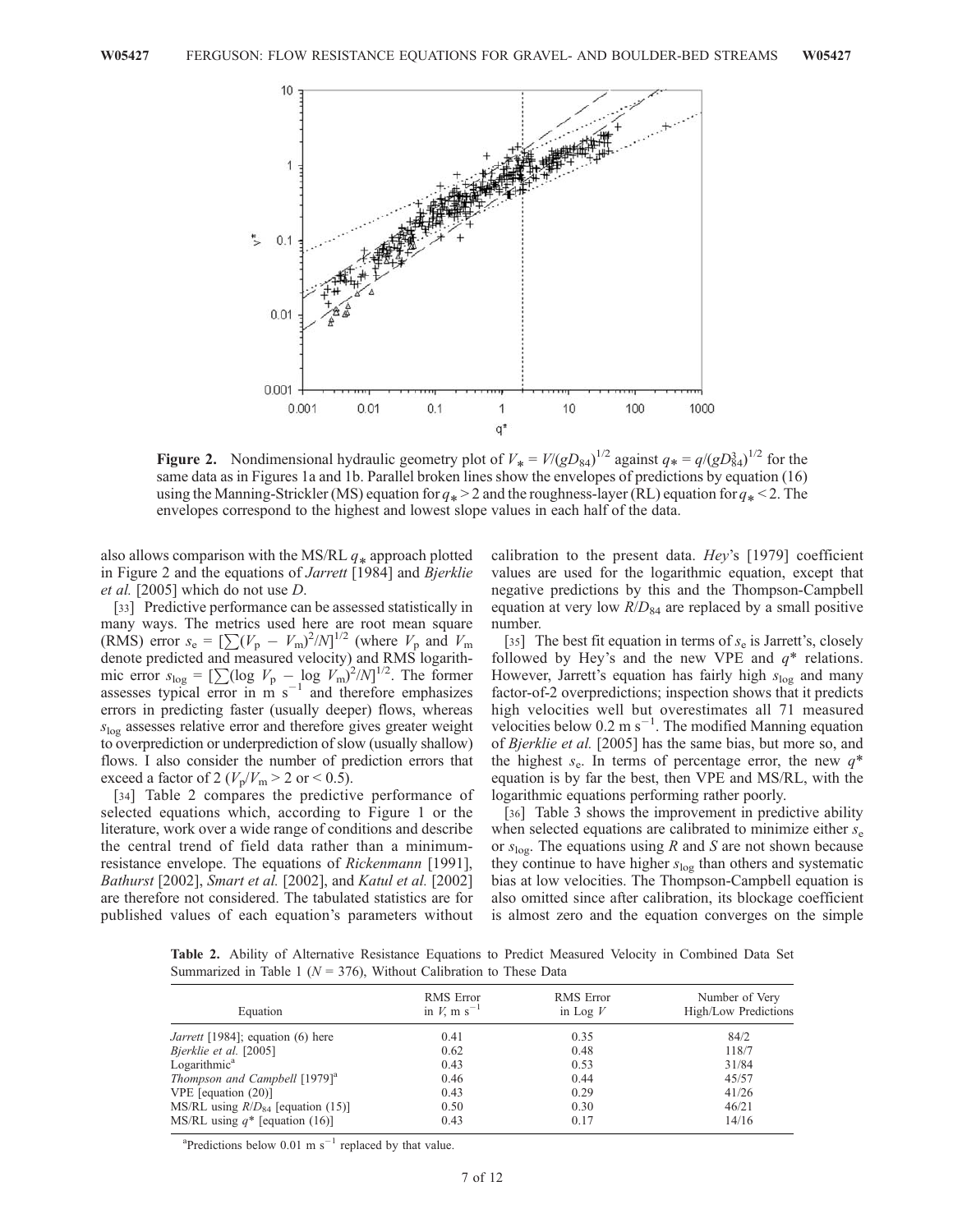**Figure 2.** Nondimensional hydraulic geometry plot of $V_* = V/(gD_{84})^{1/2}$ against $q_* = q/(gD_{84}^3)^{1/2}$ for the same data as in Figures 1a and 1b. Parallel broken lines show the envelopes of predictions by equation (16) using the Manning-Strickler (MS) equation for $q_* > 2$ and the roughness-layer (RL) equation for $q_* < 2$. The envelopes correspond to the highest and lowest slope values in each half of the data.

also allows comparison with the MS/RL $q_*$ approach plotted in Figure 2 and the equations of *Jarrett* [1984] and *Bjerklie et al.* [2005] which do not use $D$.

[33] Predictive performance can be assessed statistically in many ways. The metrics used here are root mean square (RMS) error $s_e = [\sum(V_p - V_m)^2/N]^{1/2}$ (where $V_p$ and $V_m$ denote predicted and measured velocity) and RMS logarithmic error $s_{\log} = [\sum(\log V_p - \log V_m)^2/N]^{1/2}$. The former assesses typical error in m s$^{-1}$ and therefore emphasizes errors in predicting faster (usually deeper) flows, whereas $s_{\log}$ assesses relative error and therefore gives greater weight to overprediction or underprediction of slow (usually shallow) flows. I also consider the number of prediction errors that exceed a factor of 2 ($V_p/V_m > 2$ or $< 0.5$).

[34] Table 2 compares the predictive performance of selected equations which, according to Figure 1 or the literature, work over a wide range of conditions and describe the central trend of field data rather than a minimum-resistance envelope. The equations of *Rickenmann* [1991], *Bathurst* [2002], *Smart et al.* [2002], and *Katul et al.* [2002] are therefore not considered. The tabulated statistics are for published values of each equation's parameters without calibration to the present data. *Hey*'s [1979] coefficient values are used for the logarithmic equation, except that negative predictions by this and the Thompson-Campbell equation at very low $R/D_{84}$ are replaced by a small positive number.

[35] The best fit equation in terms of $s_e$ is Jarrett's, closely followed by Hey's and the new VPE and $q^*$ relations. However, Jarrett's equation has fairly high $s_{\log}$ and many factor-of-2 overpredictions; inspection shows that it predicts high velocities well but overestimates all 71 measured velocities below 0.2 m s$^{-1}$. The modified Manning equation of *Bjerklie et al.* [2005] has the same bias, but more so, and the highest $s_e$. In terms of percentage error, the new $q^*$ equation is by far the best, then VPE and MS/RL, with the logarithmic equations performing rather poorly.

[36] Table 3 shows the improvement in predictive ability when selected equations are calibrated to minimize either $s_e$ or $s_{\log}$. The equations using $R$ and $S$ are not shown because they continue to have higher $s_{\log}$ than others and systematic bias at low velocities. The Thompson-Campbell equation is also omitted since after calibration, its blockage coefficient is almost zero and the equation converges on the simple

**Table 2.** Ability of Alternative Resistance Equations to Predict Measured Velocity in Combined Data Set Summarized in Table 1 ($N$ = 376), Without Calibration to These Data

| Equation | RMS Error in $V$, m s$^{-1}$ | RMS Error in Log $V$ | Number of Very High/Low Predictions |
|---|---|---|---|
| *Jarrett* [1984]; equation (6) here | 0.41 | 0.35 | 84/2 |
| *Bjerklie et al.* [2005] | 0.62 | 0.48 | 118/7 |
| Logarithmic[a] | 0.43 | 0.53 | 31/84 |
| *Thompson and Campbell* [1979][a] | 0.46 | 0.44 | 45/57 |
| VPE [equation (20)] | 0.43 | 0.29 | 41/26 |
| MS/RL using $R/D_{84}$ [equation (15)] | 0.50 | 0.30 | 46/21 |
| MS/RL using $q^*$ [equation (16)] | 0.43 | 0.17 | 14/16 |

[a]Predictions below 0.01 m s$^{-1}$ replaced by that value.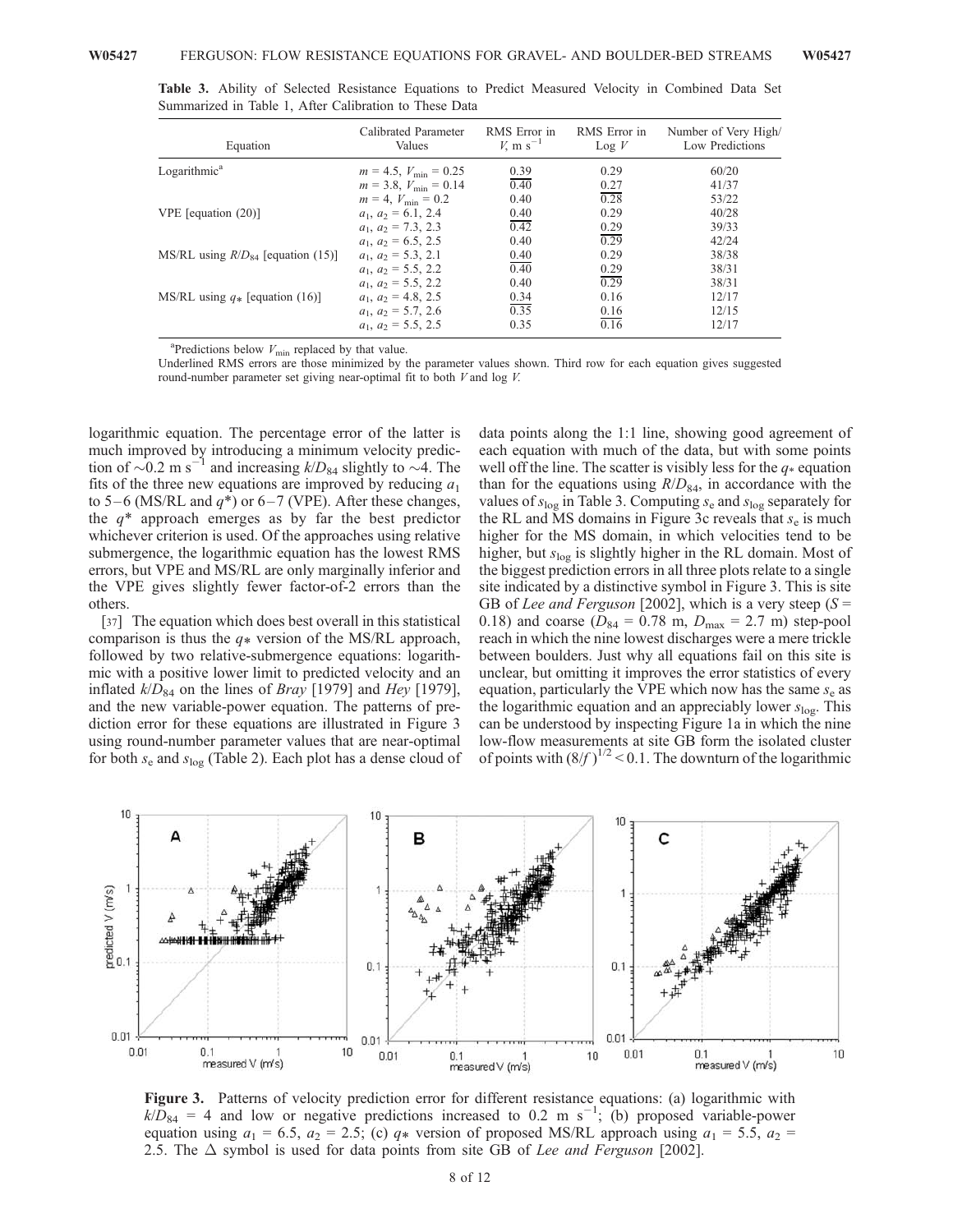**Table 3.** Ability of Selected Resistance Equations to Predict Measured Velocity in Combined Data Set Summarized in Table 1, After Calibration to These Data

| Equation | Calibrated Parameter Values | RMS Error in $V$, m s$^{-1}$ | RMS Error in Log $V$ | Number of Very High/ Low Predictions |
|---|---|---|---|---|
| Logarithmic[a] | $m$ = 4.5, $V_{min}$ = 0.25 | <u>0.39</u> | 0.29 | 60/20 |
| | $m$ = 3.8, $V_{min}$ = 0.14 | 0.40 | <u>0.27</u> | 41/37 |
| | $m$ = 4, $V_{min}$ = 0.2 | 0.40 | 0.28 | 53/22 |
| VPE [equation (20)] | $a_1$, $a_2$ = 6.1, 2.4 | <u>0.40</u> | 0.29 | 40/28 |
| | $a_1$, $a_2$ = 7.3, 2.3 | 0.42 | <u>0.29</u> | 39/33 |
| | $a_1$, $a_2$ = 6.5, 2.5 | 0.40 | 0.29 | 42/24 |
| MS/RL using $R/D_{84}$ [equation (15)] | $a_1$, $a_2$ = 5.3, 2.1 | <u>0.40</u> | 0.29 | 38/38 |
| | $a_1$, $a_2$ = 5.5, 2.2 | 0.40 | <u>0.29</u> | 38/31 |
| | $a_1$, $a_2$ = 5.5, 2.2 | 0.40 | 0.29 | 38/31 |
| MS/RL using $q_*$ [equation (16)] | $a_1$, $a_2$ = 4.8, 2.5 | <u>0.34</u> | 0.16 | 12/17 |
| | $a_1$, $a_2$ = 5.7, 2.6 | 0.35 | <u>0.16</u> | 12/15 |
| | $a_1$, $a_2$ = 5.5, 2.5 | 0.35 | 0.16 | 12/17 |

[a]Predictions below $V_{min}$ replaced by that value.

Underlined RMS errors are those minimized by the parameter values shown. Third row for each equation gives suggested round-number parameter set giving near-optimal fit to both $V$ and log $V$.

logarithmic equation. The percentage error of the latter is much improved by introducing a minimum velocity prediction of ~0.2 m s$^{-1}$ and increasing $k/D_{84}$ slightly to ~4. The fits of the three new equations are improved by reducing $a_1$ to 5–6 (MS/RL and $q^*$) or 6–7 (VPE). After these changes, the $q^*$ approach emerges as by far the best predictor whichever criterion is used. Of the approaches using relative submergence, the logarithmic equation has the lowest RMS errors, but VPE and MS/RL are only marginally inferior and the VPE gives slightly fewer factor-of-2 errors than the others.

[37] The equation which does best overall in this statistical comparison is thus the $q_*$ version of the MS/RL approach, followed by two relative-submergence equations: logarithmic with a positive lower limit to predicted velocity and an inflated $k/D_{84}$ on the lines of *Bray* [1979] and *Hey* [1979], and the new variable-power equation. The patterns of prediction error for these equations are illustrated in Figure 3 using round-number parameter values that are near-optimal for both $s_e$ and $s_{log}$ (Table 2). Each plot has a dense cloud of data points along the 1:1 line, showing good agreement of each equation with much of the data, but with some points well off the line. The scatter is visibly less for the $q_*$ equation than for the equations using $R/D_{84}$, in accordance with the values of $s_{log}$ in Table 3. Computing $s_e$ and $s_{log}$ separately for the RL and MS domains in Figure 3c reveals that $s_e$ is much higher for the MS domain, in which velocities tend to be higher, but $s_{log}$ is slightly higher in the RL domain. Most of the biggest prediction errors in all three plots relate to a single site indicated by a distinctive symbol in Figure 3. This is site GB of *Lee and Ferguson* [2002], which is a very steep ($S$ = 0.18) and coarse ($D_{84}$ = 0.78 m, $D_{max}$ = 2.7 m) step-pool reach in which the nine lowest discharges were a mere trickle between boulders. Just why all equations fail on this site is unclear, but omitting it improves the error statistics of every equation, particularly the VPE which now has the same $s_e$ as the logarithmic equation and an appreciably lower $s_{log}$. This can be understood by inspecting Figure 1a in which the nine low-flow measurements at site GB form the isolated cluster of points with $(8/f)^{1/2} < 0.1$. The downturn of the logarithmic

**Figure 3.** Patterns of velocity prediction error for different resistance equations: (a) logarithmic with $k/D_{84}$ = 4 and low or negative predictions increased to 0.2 m s$^{-1}$; (b) proposed variable-power equation using $a_1$ = 6.5, $a_2$ = 2.5; (c) $q_*$ version of proposed MS/RL approach using $a_1$ = 5.5, $a_2$ = 2.5. The Δ symbol is used for data points from site GB of *Lee and Ferguson* [2002].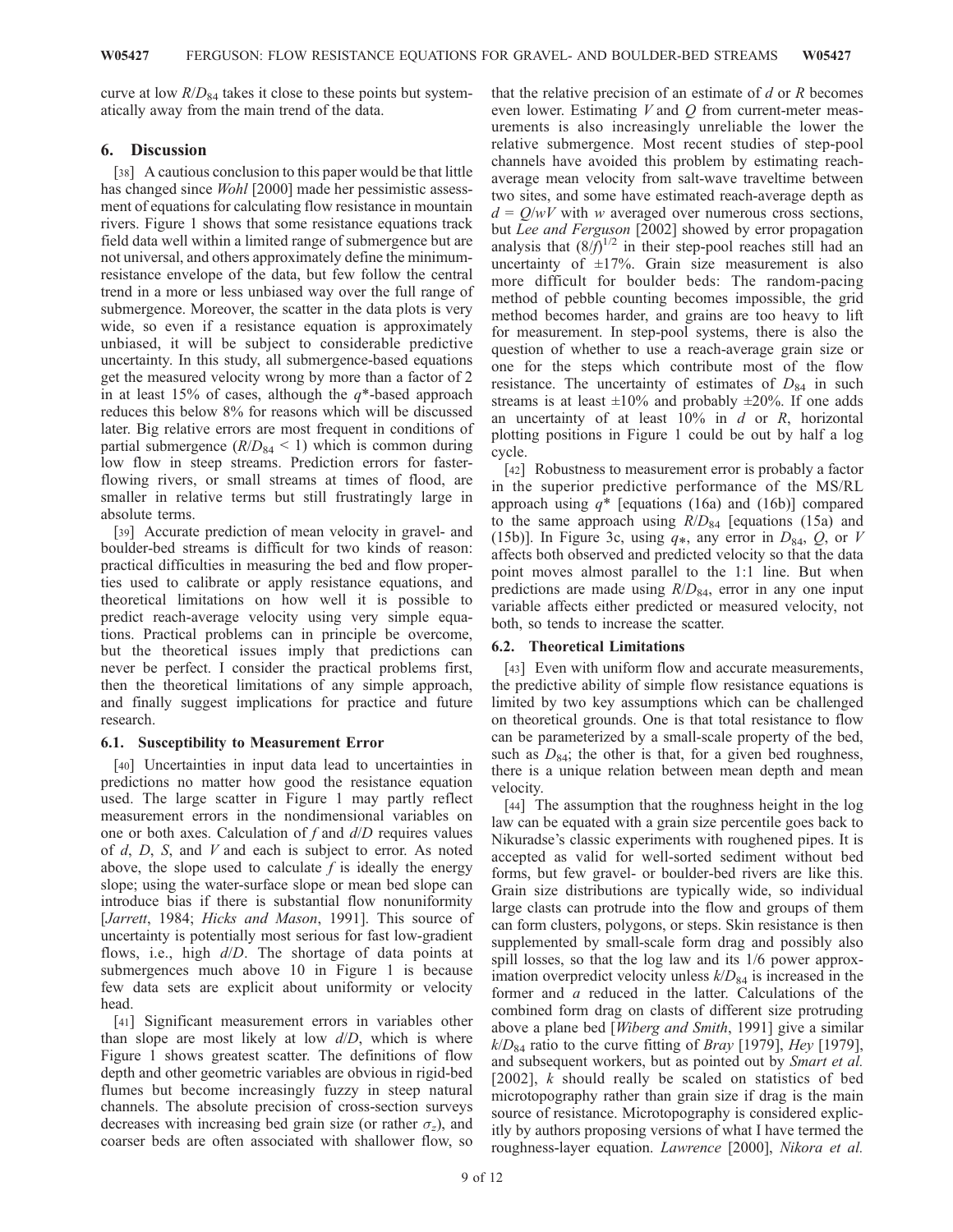curve at low $R/D_{84}$ takes it close to these points but systematically away from the main trend of the data.

## 6. Discussion

[38] A cautious conclusion to this paper would be that little has changed since *Wohl* [2000] made her pessimistic assessment of equations for calculating flow resistance in mountain rivers. Figure 1 shows that some resistance equations track field data well within a limited range of submergence but are not universal, and others approximately define the minimum-resistance envelope of the data, but few follow the central trend in a more or less unbiased way over the full range of submergence. Moreover, the scatter in the data plots is very wide, so even if a resistance equation is approximately unbiased, it will be subject to considerable predictive uncertainty. In this study, all submergence-based equations get the measured velocity wrong by more than a factor of 2 in at least 15% of cases, although the $q^*$-based approach reduces this below 8% for reasons which will be discussed later. Big relative errors are most frequent in conditions of partial submergence ($R/D_{84} < 1$) which is common during low flow in steep streams. Prediction errors for faster-flowing rivers, or small streams at times of flood, are smaller in relative terms but still frustratingly large in absolute terms.

[39] Accurate prediction of mean velocity in gravel- and boulder-bed streams is difficult for two kinds of reason: practical difficulties in measuring the bed and flow properties used to calibrate or apply resistance equations, and theoretical limitations on how well it is possible to predict reach-average velocity using very simple equations. Practical problems can in principle be overcome, but the theoretical issues imply that predictions can never be perfect. I consider the practical problems first, then the theoretical limitations of any simple approach, and finally suggest implications for practice and future research.

### 6.1. Susceptibility to Measurement Error

[40] Uncertainties in input data lead to uncertainties in predictions no matter how good the resistance equation used. The large scatter in Figure 1 may partly reflect measurement errors in the nondimensional variables on one or both axes. Calculation of $f$ and $d/D$ requires values of $d$, $D$, $S$, and $V$ and each is subject to error. As noted above, the slope used to calculate $f$ is ideally the energy slope; using the water-surface slope or mean bed slope can introduce bias if there is substantial flow nonuniformity [*Jarrett*, 1984; *Hicks and Mason*, 1991]. This source of uncertainty is potentially most serious for fast low-gradient flows, i.e., high $d/D$. The shortage of data points at submergences much above 10 in Figure 1 is because few data sets are explicit about uniformity or velocity head.

[41] Significant measurement errors in variables other than slope are most likely at low $d/D$, which is where Figure 1 shows greatest scatter. The definitions of flow depth and other geometric variables are obvious in rigid-bed flumes but become increasingly fuzzy in steep natural channels. The absolute precision of cross-section surveys decreases with increasing bed grain size (or rather $\sigma_z$), and coarser beds are often associated with shallower flow, so that the relative precision of an estimate of $d$ or $R$ becomes even lower. Estimating $V$ and $Q$ from current-meter measurements is also increasingly unreliable the lower the relative submergence. Most recent studies of step-pool channels have avoided this problem by estimating reach-average mean velocity from salt-wave traveltime between two sites, and some have estimated reach-average depth as $d = Q/wV$ with $w$ averaged over numerous cross sections, but *Lee and Ferguson* [2002] showed by error propagation analysis that $(8/f)^{1/2}$ in their step-pool reaches still had an uncertainty of ±17%. Grain size measurement is also more difficult for boulder beds: The random-pacing method of pebble counting becomes impossible, the grid method becomes harder, and grains are too heavy to lift for measurement. In step-pool systems, there is also the question of whether to use a reach-average grain size or one for the steps which contribute most of the flow resistance. The uncertainty of estimates of $D_{84}$ in such streams is at least ±10% and probably ±20%. If one adds an uncertainty of at least 10% in $d$ or $R$, horizontal plotting positions in Figure 1 could be out by half a log cycle.

[42] Robustness to measurement error is probably a factor in the superior predictive performance of the MS/RL approach using $q^*$ [equations (16a) and (16b)] compared to the same approach using $R/D_{84}$ [equations (15a) and (15b)]. In Figure 3c, using $q_*$, any error in $D_{84}$, $Q$, or $V$ affects both observed and predicted velocity so that the data point moves almost parallel to the 1:1 line. But when predictions are made using $R/D_{84}$, error in any one input variable affects either predicted or measured velocity, not both, so tends to increase the scatter.

### 6.2. Theoretical Limitations

[43] Even with uniform flow and accurate measurements, the predictive ability of simple flow resistance equations is limited by two key assumptions which can be challenged on theoretical grounds. One is that total resistance to flow can be parameterized by a small-scale property of the bed, such as $D_{84}$; the other is that, for a given bed roughness, there is a unique relation between mean depth and mean velocity.

[44] The assumption that the roughness height in the log law can be equated with a grain size percentile goes back to Nikuradse's classic experiments with roughened pipes. It is accepted as valid for well-sorted sediment without bed forms, but few gravel- or boulder-bed rivers are like this. Grain size distributions are typically wide, so individual large clasts can protrude into the flow and groups of them can form clusters, polygons, or steps. Skin resistance is then supplemented by small-scale form drag and possibly also spill losses, so that the log law and its 1/6 power approximation overpredict velocity unless $k/D_{84}$ is increased in the former and $a$ reduced in the latter. Calculations of the combined form drag on clasts of different size protruding above a plane bed [*Wiberg and Smith*, 1991] give a similar $k/D_{84}$ ratio to the curve fitting of *Bray* [1979], *Hey* [1979], and subsequent workers, but as pointed out by *Smart et al.* [2002], $k$ should really be scaled on statistics of bed microtopography rather than grain size if drag is the main source of resistance. Microtopography is considered explicitly by authors proposing versions of what I have termed the roughness-layer equation. *Lawrence* [2000], *Nikora et al.*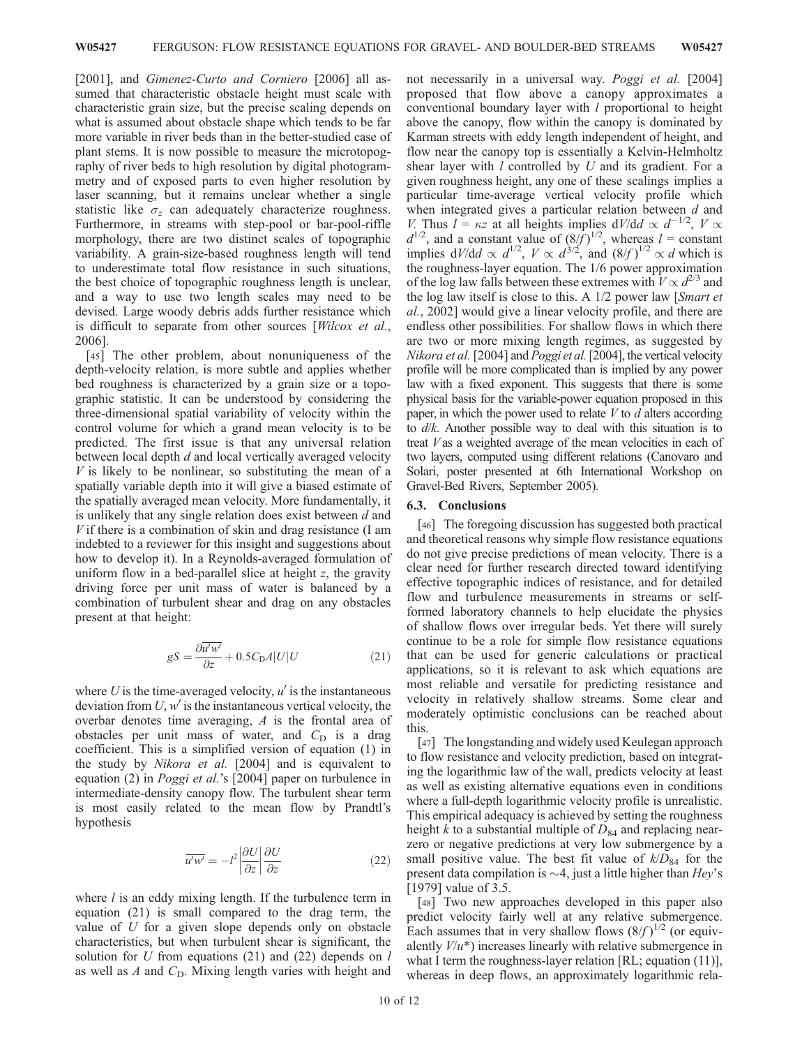[2001], and *Gimenez-Curto and Corniero* [2006] all assumed that characteristic obstacle height must scale with characteristic grain size, but the precise scaling depends on what is assumed about obstacle shape which tends to be far more variable in river beds than in the better-studied case of plant stems. It is now possible to measure the microtopography of river beds to high resolution by digital photogrammetry and of exposed parts to even higher resolution by laser scanning, but it remains unclear whether a single statistic like $\sigma_z$ can adequately characterize roughness. Furthermore, in streams with step-pool or bar-pool-riffle morphology, there are two distinct scales of topographic variability. A grain-size-based roughness length will tend to underestimate total flow resistance in such situations, the best choice of topographic roughness length is unclear, and a way to use two length scales may need to be devised. Large woody debris adds further resistance which is difficult to separate from other sources [*Wilcox et al.*, 2006].

[45] The other problem, about nonuniqueness of the depth-velocity relation, is more subtle and applies whether bed roughness is characterized by a grain size or a topographic statistic. It can be understood by considering the three-dimensional spatial variability of velocity within the control volume for which a grand mean velocity is to be predicted. The first issue is that any universal relation between local depth $d$ and local vertically averaged velocity $V$ is likely to be nonlinear, so substituting the mean of a spatially variable depth into it will give a biased estimate of the spatially averaged mean velocity. More fundamentally, it is unlikely that any single relation does exist between $d$ and $V$ if there is a combination of skin and drag resistance (I am indebted to a reviewer for this insight and suggestions about how to develop it). In a Reynolds-averaged formulation of uniform flow in a bed-parallel slice at height $z$, the gravity driving force per unit mass of water is balanced by a combination of turbulent shear and drag on any obstacles present at that height:

$$gS = \frac{\partial \overline{u'w'}}{\partial z} + 0.5 C_D A |U| U \tag{21}$$

where $U$ is the time-averaged velocity, $u'$ is the instantaneous deviation from $U$, $w'$ is the instantaneous vertical velocity, the overbar denotes time averaging, $A$ is the frontal area of obstacles per unit mass of water, and $C_D$ is a drag coefficient. This is a simplified version of equation (1) in the study by *Nikora et al.* [2004] and is equivalent to equation (2) in *Poggi et al.*'s [2004] paper on turbulence in intermediate-density canopy flow. The turbulent shear term is most easily related to the mean flow by Prandtl's hypothesis

$$\overline{u'w'} = -l^2 \left| \frac{\partial U}{\partial z} \right| \frac{\partial U}{\partial z} \tag{22}$$

where $l$ is an eddy mixing length. If the turbulence term in equation (21) is small compared to the drag term, the value of $U$ for a given slope depends only on obstacle characteristics, but when turbulent shear is significant, the solution for $U$ from equations (21) and (22) depends on $l$ as well as $A$ and $C_D$. Mixing length varies with height and not necessarily in a universal way. *Poggi et al.* [2004] proposed that flow above a canopy approximates a conventional boundary layer with $l$ proportional to height above the canopy, flow within the canopy is dominated by Karman streets with eddy length independent of height, and flow near the canopy top is essentially a Kelvin-Helmholtz shear layer with $l$ controlled by $U$ and its gradient. For a given roughness height, any one of these scalings implies a particular time-average vertical velocity profile which when integrated gives a particular relation between $d$ and $V$. Thus $l = \kappa z$ at all heights implies $dV/dd \propto d^{-1/2}$, $V \propto d^{1/2}$, and a constant value of $(8/f)^{1/2}$, whereas $l$ = constant implies $dV/dd \propto d^{1/2}$, $V \propto d^{3/2}$, and $(8/f)^{1/2} \propto d$ which is the roughness-layer equation. The 1/6 power approximation of the log law falls between these extremes with $V \propto d^{2/3}$ and the log law itself is close to this. A 1/2 power law [*Smart et al.*, 2002] would give a linear velocity profile, and there are endless other possibilities. For shallow flows in which there are two or more mixing length regimes, as suggested by *Nikora et al.* [2004] and *Poggi et al.* [2004], the vertical velocity profile will be more complicated than is implied by any power law with a fixed exponent. This suggests that there is some physical basis for the variable-power equation proposed in this paper, in which the power used to relate $V$ to $d$ alters according to $d/k$. Another possible way to deal with this situation is to treat $V$ as a weighted average of the mean velocities in each of two layers, computed using different relations (Canovaro and Solari, poster presented at 6th International Workshop on Gravel-Bed Rivers, September 2005).

### 6.3. Conclusions

[46] The foregoing discussion has suggested both practical and theoretical reasons why simple flow resistance equations do not give precise predictions of mean velocity. There is a clear need for further research directed toward identifying effective topographic indices of resistance, and for detailed flow and turbulence measurements in streams or self-formed laboratory channels to help elucidate the physics of shallow flows over irregular beds. Yet there will surely continue to be a role for simple flow resistance equations that can be used for generic calculations or practical applications, so it is relevant to ask which equations are most reliable and versatile for predicting resistance and velocity in relatively shallow streams. Some clear and moderately optimistic conclusions can be reached about this.

[47] The longstanding and widely used Keulegan approach to flow resistance and velocity prediction, based on integrating the logarithmic law of the wall, predicts velocity at least as well as existing alternative equations even in conditions where a full-depth logarithmic velocity profile is unrealistic. This empirical adequacy is achieved by setting the roughness height $k$ to a substantial multiple of $D_{84}$ and replacing near-zero or negative predictions at very low submergence by a small positive value. The best fit value of $k/D_{84}$ for the present data compilation is ~4, just a little higher than *Hey*'s [1979] value of 3.5.

[48] Two new approaches developed in this paper also predict velocity fairly well at any relative submergence. Each assumes that in very shallow flows $(8/f)^{1/2}$ (or equivalently $V/u^*$) increases linearly with relative submergence in what I term the roughness-layer relation [RL; equation (11)], whereas in deep flows, an approximately logarithmic rela-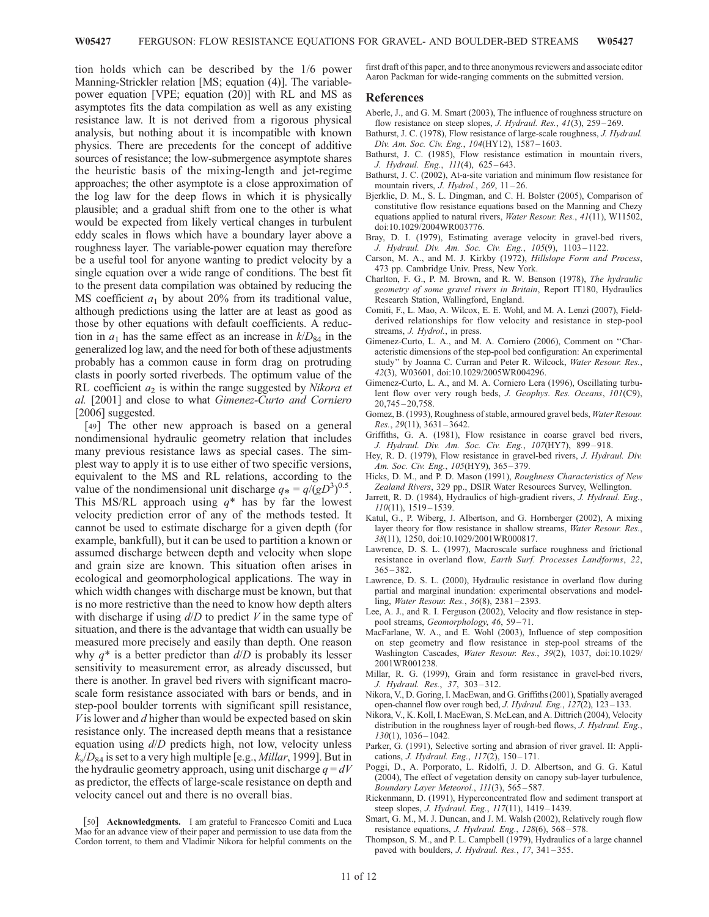tion holds which can be described by the 1/6 power Manning-Strickler relation [MS; equation (4)]. The variable-power equation [VPE; equation (20)] with RL and MS as asymptotes fits the data compilation as well as any existing resistance law. It is not derived from a rigorous physical analysis, but nothing about it is incompatible with known physics. There are precedents for the concept of additive sources of resistance; the low-submergence asymptote shares the heuristic basis of the mixing-length and jet-regime approaches; the other asymptote is a close approximation of the log law for the deep flows in which it is physically plausible; and a gradual shift from one to the other is what would be expected from likely vertical changes in turbulent eddy scales in flows which have a boundary layer above a roughness layer. The variable-power equation may therefore be a useful tool for anyone wanting to predict velocity by a single equation over a wide range of conditions. The best fit to the present data compilation was obtained by reducing the MS coefficient $a_1$ by about 20% from its traditional value, although predictions using the latter are at least as good as those by other equations with default coefficients. A reduction in $a_1$ has the same effect as an increase in $k/D_{84}$ in the generalized log law, and the need for both of these adjustments probably has a common cause in form drag on protruding clasts in poorly sorted riverbeds. The optimum value of the RL coefficient $a_2$ is within the range suggested by *Nikora et al.* [2001] and close to what *Gimenez-Curto and Corniero* [2006] suggested.

[49] The other new approach is based on a general nondimensional hydraulic geometry relation that includes many previous resistance laws as special cases. The simplest way to apply it is to use either of two specific versions, equivalent to the MS and RL relations, according to the value of the nondimensional unit discharge $q_* = q/(gD^3)^{0.5}$. This MS/RL approach using $q^*$ has by far the lowest velocity prediction error of any of the methods tested. It cannot be used to estimate discharge for a given depth (for example, bankfull), but it can be used to partition a known or assumed discharge between depth and velocity when slope and grain size are known. This situation often arises in ecological and geomorphological applications. The way in which width changes with discharge must be known, but that is no more restrictive than the need to know how depth alters with discharge if using $d/D$ to predict $V$ in the same type of situation, and there is the advantage that width can usually be measured more precisely and easily than depth. One reason why $q^*$ is a better predictor than $d/D$ is probably its lesser sensitivity to measurement error, as already discussed, but there is another. In gravel bed rivers with significant macro-scale form resistance associated with bars or bends, and in step-pool boulder torrents with significant spill resistance, $V$ is lower and $d$ higher than would be expected based on skin resistance only. The increased depth means that a resistance equation using $d/D$ predicts high, not low, velocity unless $k_s/D_{84}$ is set to a very high multiple [e.g., *Millar*, 1999]. But in the hydraulic geometry approach, using unit discharge $q = dV$ as predictor, the effects of large-scale resistance on depth and velocity cancel out and there is no overall bias.

[50] **Acknowledgments.** I am grateful to Francesco Comiti and Luca Mao for an advance view of their paper and permission to use data from the Cordon torrent, to them and Vladimir Nikora for helpful comments on the first draft of this paper, and to three anonymous reviewers and associate editor Aaron Packman for wide-ranging comments on the submitted version.

## References

Aberle, J., and G. M. Smart (2003), The influence of roughness structure on flow resistance on steep slopes, *J. Hydraul. Res.*, *41*(3), 259–269.

Bathurst, J. C. (1978), Flow resistance of large-scale roughness, *J. Hydraul. Div. Am. Soc. Civ. Eng.*, *104*(HY12), 1587–1603.

Bathurst, J. C. (1985), Flow resistance estimation in mountain rivers, *J. Hydraul. Eng.*, *111*(4), 625–643.

Bathurst, J. C. (2002), At-a-site variation and minimum flow resistance for mountain rivers, *J. Hydrol.*, *269*, 11–26.

Bjerklie, D. M., S. L. Dingman, and C. H. Bolster (2005), Comparison of constitutive flow resistance equations based on the Manning and Chezy equations applied to natural rivers, *Water Resour. Res.*, *41*(11), W11502, doi:10.1029/2004WR003776.

Bray, D. I. (1979), Estimating average velocity in gravel-bed rivers, *J. Hydraul. Div. Am. Soc. Civ. Eng.*, *105*(9), 1103–1122.

Carson, M. A., and M. J. Kirkby (1972), *Hillslope Form and Process*, 473 pp. Cambridge Univ. Press, New York.

Charlton, F. G., P. M. Brown, and R. W. Benson (1978), *The hydraulic geometry of some gravel rivers in Britain*, Report IT180, Hydraulics Research Station, Wallingford, England.

Comiti, F., L. Mao, A. Wilcox, E. E. Wohl, and M. A. Lenzi (2007), Field-derived relationships for flow velocity and resistance in step-pool streams, *J. Hydrol.*, in press.

Gimenez-Curto, L. A., and M. A. Corniero (2006), Comment on ''Characteristic dimensions of the step-pool bed configuration: An experimental study'' by Joanna C. Curran and Peter R. Wilcock, *Water Resour. Res.*, *42*(3), W03601, doi:10.1029/2005WR004296.

Gimenez-Curto, L. A., and M. A. Corniero Lera (1996), Oscillating turbulent flow over very rough beds, *J. Geophys. Res. Oceans*, *101*(C9), 20,745–20,758.

Gomez, B. (1993), Roughness of stable, armoured gravel beds, *Water Resour. Res.*, *29*(11), 3631–3642.

Griffiths, G. A. (1981), Flow resistance in coarse gravel bed rivers, *J. Hydraul. Div. Am. Soc. Civ. Eng.*, *107*(HY7), 899–918.

Hey, R. D. (1979), Flow resistance in gravel-bed rivers, *J. Hydraul. Div. Am. Soc. Civ. Eng.*, *105*(HY9), 365–379.

Hicks, D. M., and P. D. Mason (1991), *Roughness Characteristics of New Zealand Rivers*, 329 pp., DSIR Water Resources Survey, Wellington.

Jarrett, R. D. (1984), Hydraulics of high-gradient rivers, *J. Hydraul. Eng.*, *110*(11), 1519–1539.

Katul, G., P. Wiberg, J. Albertson, and G. Hornberger (2002), A mixing layer theory for flow resistance in shallow streams, *Water Resour. Res.*, *38*(11), 1250, doi:10.1029/2001WR000817.

Lawrence, D. S. L. (1997), Macroscale surface roughness and frictional resistance in overland flow, *Earth Surf. Processes Landforms*, *22*, 365–382.

Lawrence, D. S. L. (2000), Hydraulic resistance in overland flow during partial and marginal inundation: experimental observations and modelling, *Water Resour. Res.*, *36*(8), 2381–2393.

Lee, A. J., and R. I. Ferguson (2002), Velocity and flow resistance in step-pool streams, *Geomorphology*, *46*, 59–71.

MacFarlane, W. A., and E. Wohl (2003), Influence of step composition on step geometry and flow resistance in step-pool streams of the Washington Cascades, *Water Resour. Res.*, *39*(2), 1037, doi:10.1029/2001WR001238.

Millar, R. G. (1999), Grain and form resistance in gravel-bed rivers, *J. Hydraul. Res.*, *37*, 303–312.

Nikora, V., D. Goring, I. MacEwan, and G. Griffiths (2001), Spatially averaged open-channel flow over rough bed, *J. Hydraul. Eng.*, *127*(2), 123–133.

Nikora, V., K. Koll, I. MacEwan, S. McLean, and A. Dittrich (2004), Velocity distribution in the roughness layer of rough-bed flows, *J. Hydraul. Eng.*, *130*(1), 1036–1042.

Parker, G. (1991), Selective sorting and abrasion of river gravel. II: Applications, *J. Hydraul. Eng.*, *117*(2), 150–171.

Poggi, D., A. Porporato, L. Ridolfi, J. D. Albertson, and G. G. Katul (2004), The effect of vegetation density on canopy sub-layer turbulence, *Boundary Layer Meteorol.*, *111*(3), 565–587.

Rickenmann, D. (1991), Hyperconcentrated flow and sediment transport at steep slopes, *J. Hydraul. Eng.*, *117*(11), 1419–1439.

Smart, G. M., M. J. Duncan, and J. M. Walsh (2002), Relatively rough flow resistance equations, *J. Hydraul. Eng.*, *128*(6), 568–578.

Thompson, S. M., and P. L. Campbell (1979), Hydraulics of a large channel paved with boulders, *J. Hydraul. Res.*, *17*, 341–355.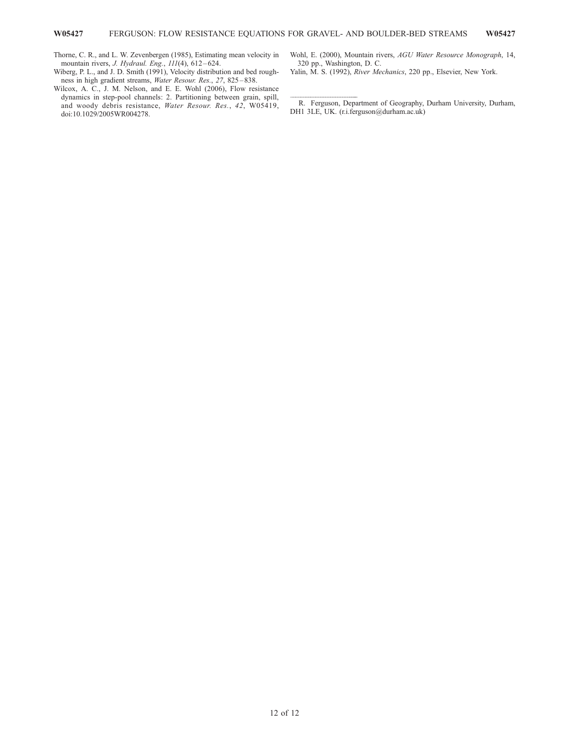Thorne, C. R., and L. W. Zevenbergen (1985), Estimating mean velocity in mountain rivers, *J. Hydraul. Eng.*, *111*(4), 612–624.

Wiberg, P. L., and J. D. Smith (1991), Velocity distribution and bed roughness in high gradient streams, *Water Resour. Res.*, *27*, 825–838.

Wilcox, A. C., J. M. Nelson, and E. E. Wohl (2006), Flow resistance dynamics in step-pool channels: 2. Partitioning between grain, spill, and woody debris resistance, *Water Resour. Res.*, *42*, W05419, doi:10.1029/2005WR004278.

Wohl, E. (2000), Mountain rivers, *AGU Water Resource Monograph*, 14, 320 pp., Washington, D. C.

Yalin, M. S. (1992), *River Mechanics*, 220 pp., Elsevier, New York.

---

R. Ferguson, Department of Geography, Durham University, Durham, DH1 3LE, UK. (r.i.ferguson@durham.ac.uk)